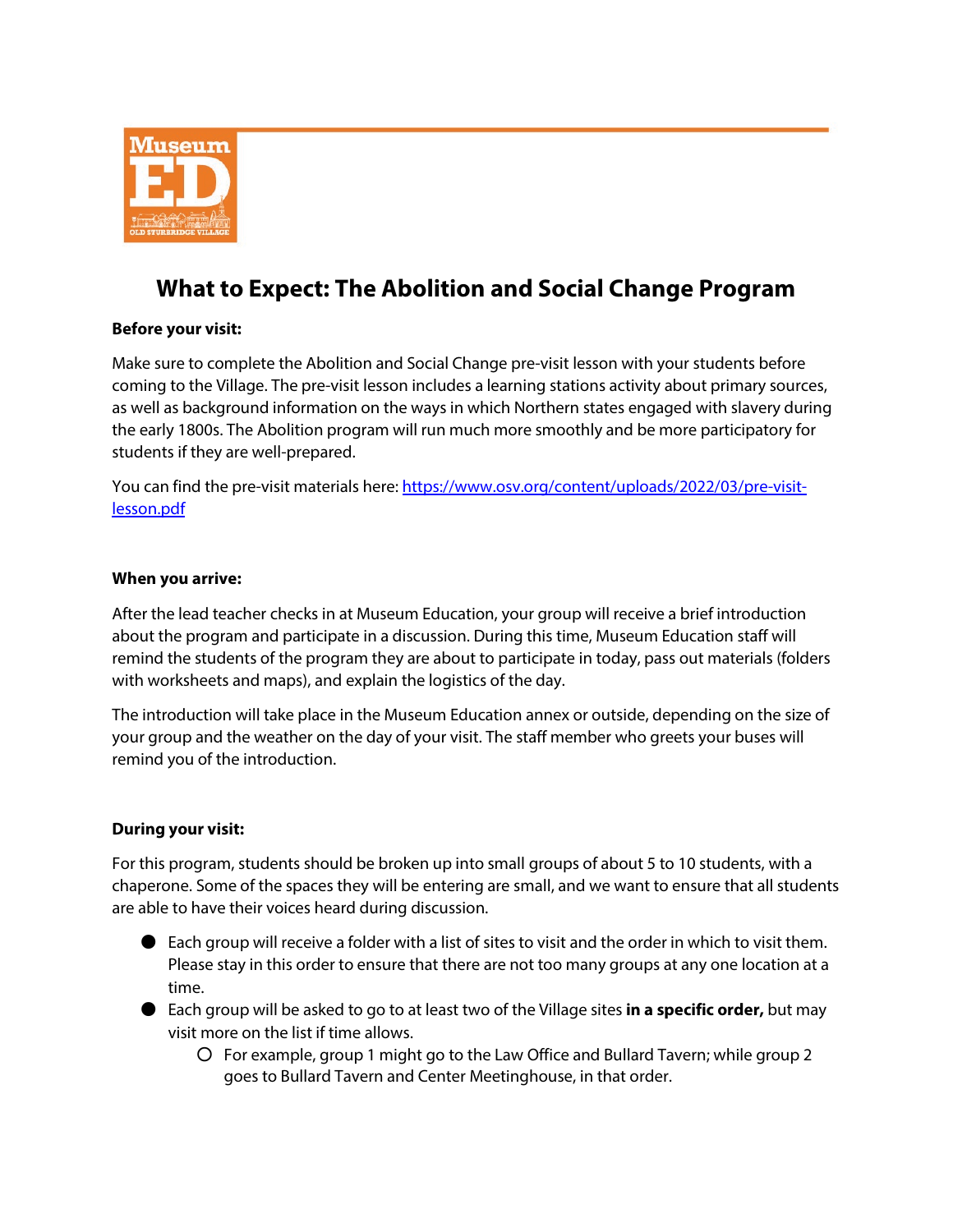# What to Expect: The Abolition and Social Change Program

**Before your visit:**

Make sure to complete the Abolition and Social Change pre-visit lesson with your students before coming to the Village. The pre-visit lesson includes a learning stations activity about primary sources, as well as background information on the ways in which Northern states engaged with slavery during the early 1800s. The Abolition program will run much more smoothly and be more participatory for students if they are well-prepared.

You can find the pre-visit materials here: [https://www.osv.org/content/uploads/2022/03/pre-visit-lesson.pdf](https://www.osv.org/content/uploads/2022/03/pre-visit-lesson.pdf)

**When you arrive:**

After the lead teacher checks in at Museum Education, your group will receive a brief introduction about the program and participate in a discussion. During this time, Museum Education staff will remind the students of the program they are about to participate in today, pass out materials (folders with worksheets and maps), and explain the logistics of the day.

The introduction will take place in the Museum Education annex or outside, depending on the size of your group and the weather on the day of your visit. The staff member who greets your buses will remind you of the introduction.

**During your visit:**

For this program, students should be broken up into small groups of about 5 to 10 students, with a chaperone. Some of the spaces they will be entering are small, and we want to ensure that all students are able to have their voices heard during discussion.

- Each group will receive a folder with a list of sites to visit and the order in which to visit them. Please stay in this order to ensure that there are not too many groups at any one location at a time.
- Each group will be asked to go to at least two of the Village sites **in a specific order,** but may visit more on the list if time allows.
  - For example, group 1 might go to the Law Office and Bullard Tavern; while group 2 goes to Bullard Tavern and Center Meetinghouse, in that order.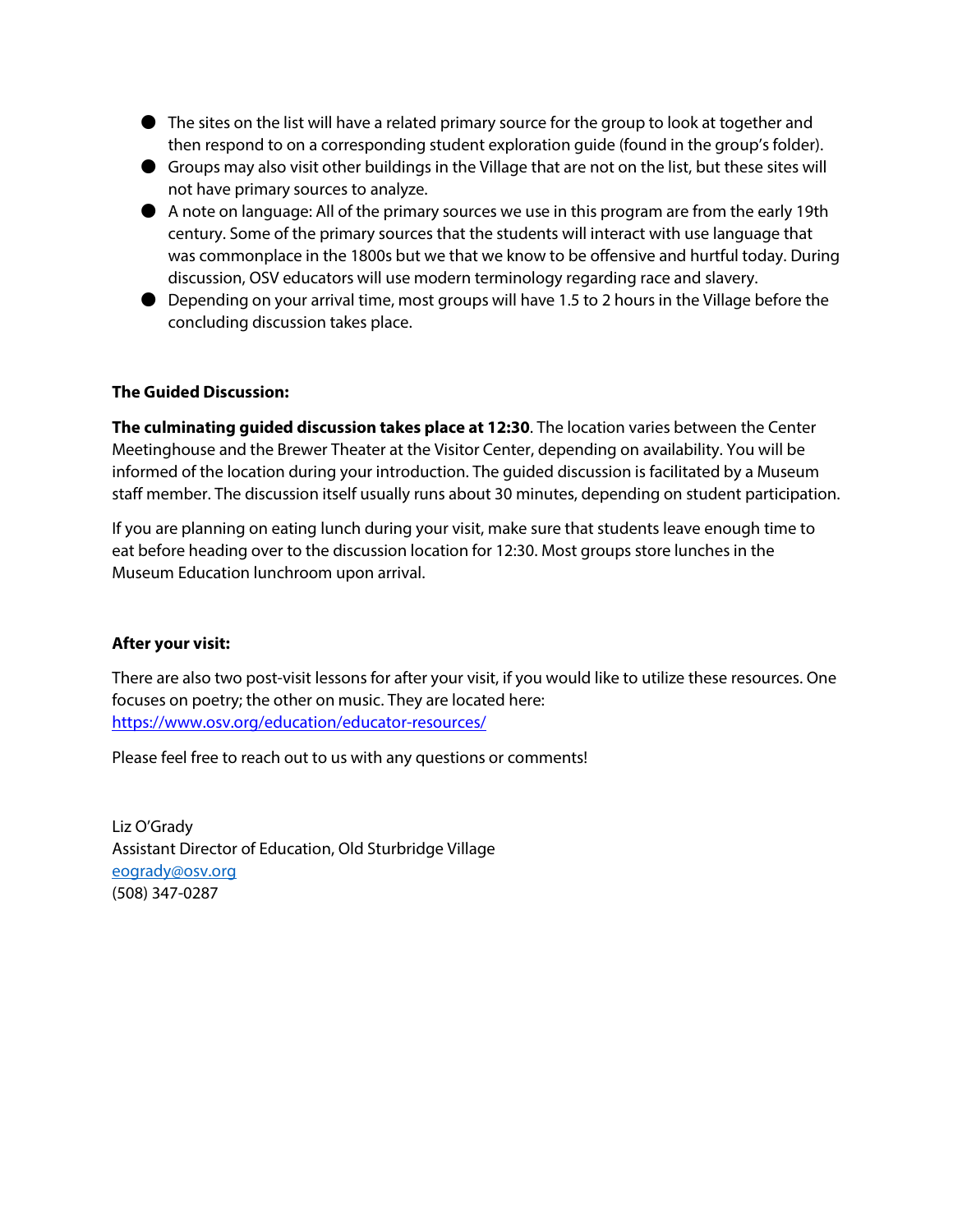- The sites on the list will have a related primary source for the group to look at together and then respond to on a corresponding student exploration guide (found in the group's folder).
- Groups may also visit other buildings in the Village that are not on the list, but these sites will not have primary sources to analyze.
- A note on language: All of the primary sources we use in this program are from the early 19th century. Some of the primary sources that the students will interact with use language that was commonplace in the 1800s but we that we know to be offensive and hurtful today. During discussion, OSV educators will use modern terminology regarding race and slavery.
- Depending on your arrival time, most groups will have 1.5 to 2 hours in the Village before the concluding discussion takes place.

**The Guided Discussion:**

**The culminating guided discussion takes place at 12:30**. The location varies between the Center Meetinghouse and the Brewer Theater at the Visitor Center, depending on availability. You will be informed of the location during your introduction. The guided discussion is facilitated by a Museum staff member. The discussion itself usually runs about 30 minutes, depending on student participation.

If you are planning on eating lunch during your visit, make sure that students leave enough time to eat before heading over to the discussion location for 12:30. Most groups store lunches in the Museum Education lunchroom upon arrival.

**After your visit:**

There are also two post-visit lessons for after your visit, if you would like to utilize these resources. One focuses on poetry; the other on music. They are located here: [https://www.osv.org/education/educator-resources/](https://www.osv.org/education/educator-resources/)

Please feel free to reach out to us with any questions or comments!

Liz O'Grady
Assistant Director of Education, Old Sturbridge Village
[eogrady@osv.org](mailto:eogrady@osv.org)
(508) 347-0287